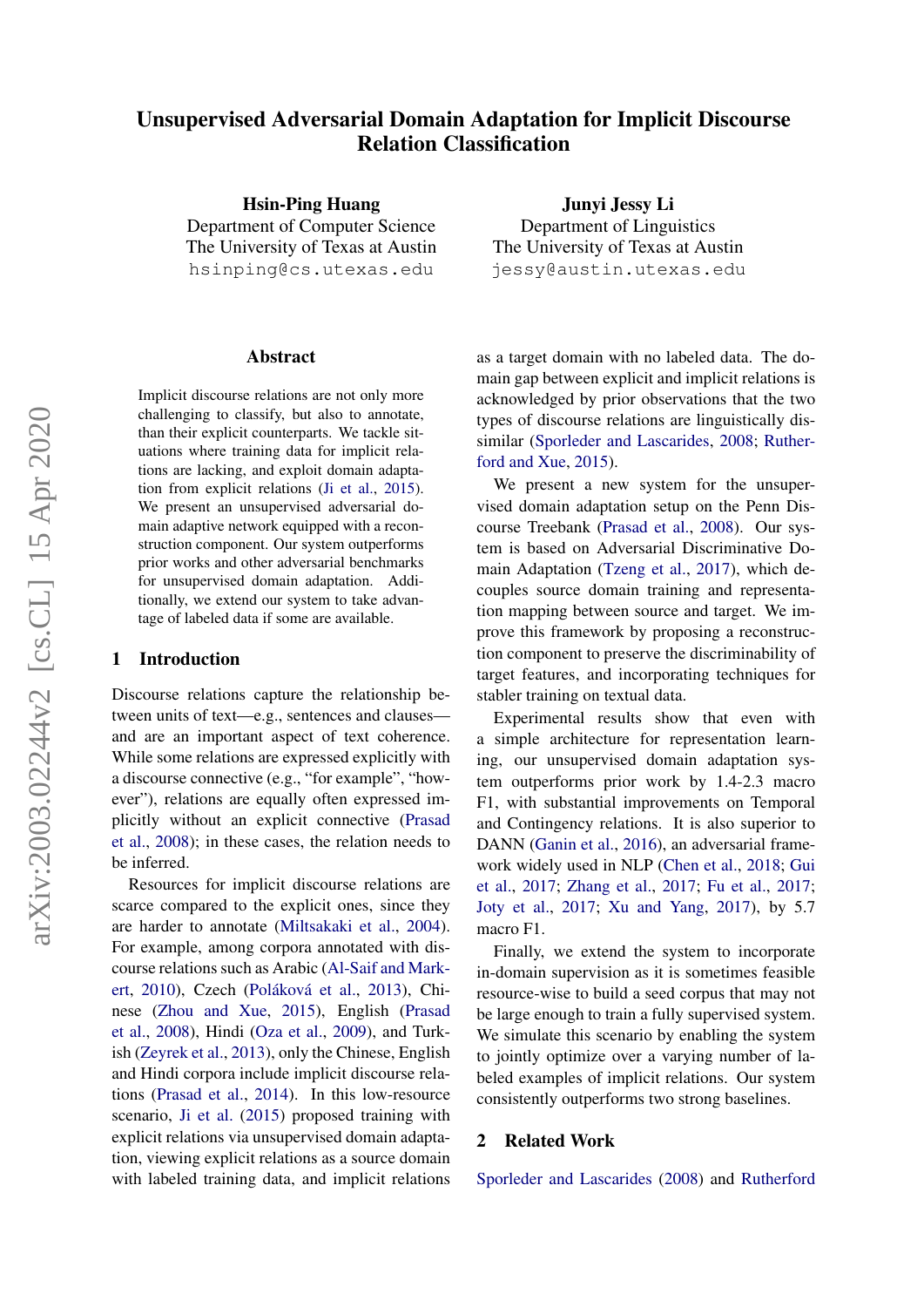# Unsupervised Adversarial Domain Adaptation for Implicit Discourse Relation Classification

**Hsin-Ping Huang**
Department of Computer Science
The University of Texas at Austin
hsinping@cs.utexas.edu

**Junyi Jessy Li**
Department of Linguistics
The University of Texas at Austin
jessy@austin.utexas.edu

## Abstract

Implicit discourse relations are not only more challenging to classify, but also to annotate, than their explicit counterparts. We tackle situations where training data for implicit relations are lacking, and exploit domain adaptation from explicit relations (Ji et al., 2015). We present an unsupervised adversarial domain adaptive network equipped with a reconstruction component. Our system outperforms prior works and other adversarial benchmarks for unsupervised domain adaptation. Additionally, we extend our system to take advantage of labeled data if some are available.

## 1 Introduction

Discourse relations capture the relationship between units of text—e.g., sentences and clauses—and are an important aspect of text coherence. While some relations are expressed explicitly with a discourse connective (e.g., "for example", "however"), relations are equally often expressed implicitly without an explicit connective (Prasad et al., 2008); in these cases, the relation needs to be inferred.

Resources for implicit discourse relations are scarce compared to the explicit ones, since they are harder to annotate (Miltsakaki et al., 2004). For example, among corpora annotated with discourse relations such as Arabic (Al-Saif and Markert, 2010), Czech (Poláková et al., 2013), Chinese (Zhou and Xue, 2015), English (Prasad et al., 2008), Hindi (Oza et al., 2009), and Turkish (Zeyrek et al., 2013), only the Chinese, English and Hindi corpora include implicit discourse relations (Prasad et al., 2014). In this low-resource scenario, Ji et al. (2015) proposed training with explicit relations via unsupervised domain adaptation, viewing explicit relations as a source domain with labeled training data, and implicit relations as a target domain with no labeled data. The domain gap between explicit and implicit relations is acknowledged by prior observations that the two types of discourse relations are linguistically dissimilar (Sporleder and Lascarides, 2008; Rutherford and Xue, 2015).

We present a new system for the unsupervised domain adaptation setup on the Penn Discourse Treebank (Prasad et al., 2008). Our system is based on Adversarial Discriminative Domain Adaptation (Tzeng et al., 2017), which decouples source domain training and representation mapping between source and target. We improve this framework by proposing a reconstruction component to preserve the discriminability of target features, and incorporating techniques for stabler training on textual data.

Experimental results show that even with a simple architecture for representation learning, our unsupervised domain adaptation system outperforms prior work by 1.4-2.3 macro F1, with substantial improvements on Temporal and Contingency relations. It is also superior to DANN (Ganin et al., 2016), an adversarial framework widely used in NLP (Chen et al., 2018; Gui et al., 2017; Zhang et al., 2017; Fu et al., 2017; Joty et al., 2017; Xu and Yang, 2017), by 5.7 macro F1.

Finally, we extend the system to incorporate in-domain supervision as it is sometimes feasible resource-wise to build a seed corpus that may not be large enough to train a fully supervised system. We simulate this scenario by enabling the system to jointly optimize over a varying number of labeled examples of implicit relations. Our system consistently outperforms two strong baselines.

## 2 Related Work

Sporleder and Lascarides (2008) and Rutherford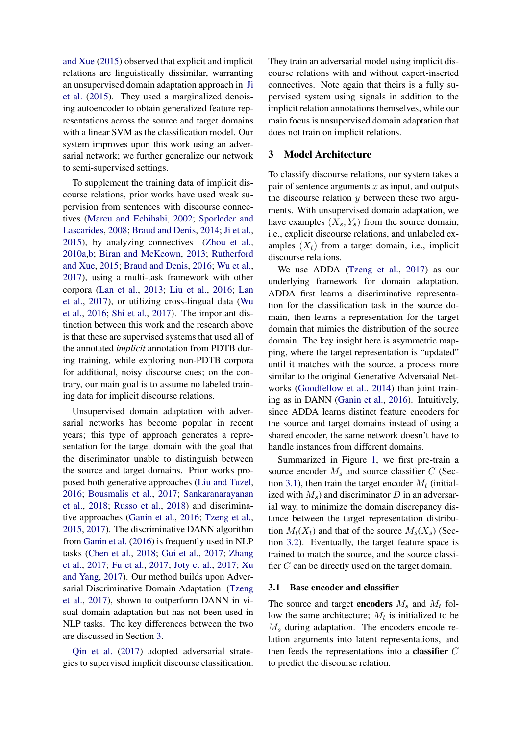and Xue (2015) observed that explicit and implicit relations are linguistically dissimilar, warranting an unsupervised domain adaptation approach in Ji et al. (2015). They used a marginalized denoising autoencoder to obtain generalized feature representations across the source and target domains with a linear SVM as the classification model. Our system improves upon this work using an adversarial network; we further generalize our network to semi-supervised settings.

To supplement the training data of implicit discourse relations, prior works have used weak supervision from sentences with discourse connectives (Marcu and Echihabi, 2002; Sporleder and Lascarides, 2008; Braud and Denis, 2014; Ji et al., 2015), by analyzing connectives (Zhou et al., 2010a,b; Biran and McKeown, 2013; Rutherford and Xue, 2015; Braud and Denis, 2016; Wu et al., 2017), using a multi-task framework with other corpora (Lan et al., 2013; Liu et al., 2016; Lan et al., 2017), or utilizing cross-lingual data (Wu et al., 2016; Shi et al., 2017). The important distinction between this work and the research above is that these are supervised systems that used all of the annotated *implicit* annotation from PDTB during training, while exploring non-PDTB corpora for additional, noisy discourse cues; on the contrary, our main goal is to assume no labeled training data for implicit discourse relations.

Unsupervised domain adaptation with adversarial networks has become popular in recent years; this type of approach generates a representation for the target domain with the goal that the discriminator unable to distinguish between the source and target domains. Prior works proposed both generative approaches (Liu and Tuzel, 2016; Bousmalis et al., 2017; Sankaranarayanan et al., 2018; Russo et al., 2018) and discriminative approaches (Ganin et al., 2016; Tzeng et al., 2015, 2017). The discriminative DANN algorithm from Ganin et al. (2016) is frequently used in NLP tasks (Chen et al., 2018; Gui et al., 2017; Zhang et al., 2017; Fu et al., 2017; Joty et al., 2017; Xu and Yang, 2017). Our method builds upon Adversarial Discriminative Domain Adaptation (Tzeng et al., 2017), shown to outperform DANN in visual domain adaptation but has not been used in NLP tasks. The key differences between the two are discussed in Section 3.

Qin et al. (2017) adopted adversarial strategies to supervised implicit discourse classification. They train an adversarial model using implicit discourse relations with and without expert-inserted connectives. Note again that theirs is a fully supervised system using signals in addition to the implicit relation annotations themselves, while our main focus is unsupervised domain adaptation that does not train on implicit relations.

## 3 Model Architecture

To classify discourse relations, our system takes a pair of sentence arguments $x$ as input, and outputs the discourse relation $y$ between these two arguments. With unsupervised domain adaptation, we have examples $(X_s, Y_s)$ from the source domain, i.e., explicit discourse relations, and unlabeled examples $(X_t)$ from a target domain, i.e., implicit discourse relations.

We use ADDA (Tzeng et al., 2017) as our underlying framework for domain adaptation. ADDA first learns a discriminative representation for the classification task in the source domain, then learns a representation for the target domain that mimics the distribution of the source domain. The key insight here is asymmetric mapping, where the target representation is "updated" until it matches with the source, a process more similar to the original Generative Adversaial Networks (Goodfellow et al., 2014) than joint training as in DANN (Ganin et al., 2016). Intuitively, since ADDA learns distinct feature encoders for the source and target domains instead of using a shared encoder, the same network doesn't have to handle instances from different domains.

Summarized in Figure 1, we first pre-train a source encoder $M_s$ and source classifier $C$ (Section 3.1), then train the target encoder $M_t$ (initialized with $M_s$) and discriminator $D$ in an adversarial way, to minimize the domain discrepancy distance between the target representation distribution $M_t(X_t)$ and that of the source $M_s(X_s)$ (Section 3.2). Eventually, the target feature space is trained to match the source, and the source classifier $C$ can be directly used on the target domain.

### 3.1 Base encoder and classifier

The source and target **encoders** $M_s$ and $M_t$ follow the same architecture; $M_t$ is initialized to be $M_s$ during adaptation. The encoders encode relation arguments into latent representations, and then feeds the representations into a **classifier** $C$ to predict the discourse relation.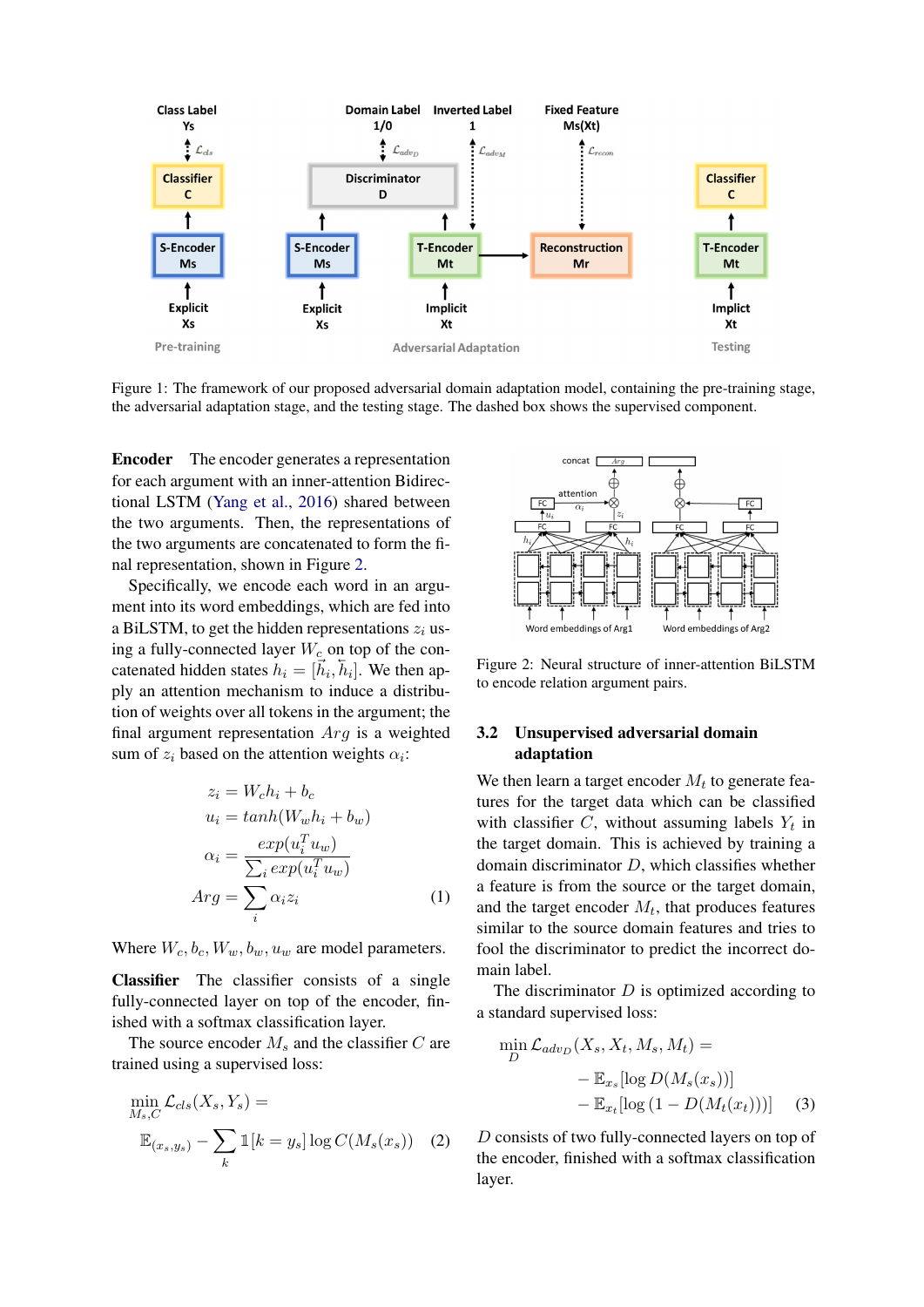Figure 1: The framework of our proposed adversarial domain adaptation model, containing the pre-training stage, the adversarial adaptation stage, and the testing stage. The dashed box shows the supervised component.

**Encoder** The encoder generates a representation for each argument with an inner-attention Bidirectional LSTM (Yang et al., 2016) shared between the two arguments. Then, the representations of the two arguments are concatenated to form the final representation, shown in Figure 2.

Specifically, we encode each word in an argument into its word embeddings, which are fed into a BiLSTM, to get the hidden representations $z_i$ using a fully-connected layer $W_c$ on top of the concatenated hidden states $h_i = [\vec{h}_i, \overleftarrow{h}_i]$. We then apply an attention mechanism to induce a distribution of weights over all tokens in the argument; the final argument representation $Arg$ is a weighted sum of $z_i$ based on the attention weights $\alpha_i$:

$$
\begin{aligned}
z_i &= W_c h_i + b_c \\
u_i &= tanh(W_w h_i + b_w) \\
\alpha_i &= \frac{exp(u_i^T u_w)}{\sum_i exp(u_i^T u_w)} \\
Arg &= \sum_i \alpha_i z_i
\end{aligned} \tag{1}
$$

Where $W_c, b_c, W_w, b_w, u_w$ are model parameters.

**Classifier** The classifier consists of a single fully-connected layer on top of the encoder, finished with a softmax classification layer.

The source encoder $M_s$ and the classifier $C$ are trained using a supervised loss:

$$
\min_{M_s, C} \mathcal{L}_{cls}(X_s, Y_s) = \mathbb{E}_{(x_s, y_s)} - \sum_k \mathbb{1}[k = y_s] \log C(M_s(x_s)) \tag{2}
$$

Figure 2: Neural structure of inner-attention BiLSTM to encode relation argument pairs.

## 3.2 Unsupervised adversarial domain adaptation

We then learn a target encoder $M_t$ to generate features for the target data which can be classified with classifier $C$, without assuming labels $Y_t$ in the target domain. This is achieved by training a domain discriminator $D$, which classifies whether a feature is from the source or the target domain, and the target encoder $M_t$, that produces features similar to the source domain features and tries to fool the discriminator to predict the incorrect domain label.

The discriminator $D$ is optimized according to a standard supervised loss:

$$
\begin{aligned}
\min_D \mathcal{L}_{adv_D}(X_s, X_t, M_s, M_t) = \\
- \mathbb{E}_{x_s}[\log D(M_s(x_s))] \\
- \mathbb{E}_{x_t}[\log(1 - D(M_t(x_t)))]
\end{aligned} \tag{3}
$$

$D$ consists of two fully-connected layers on top of the encoder, finished with a softmax classification layer.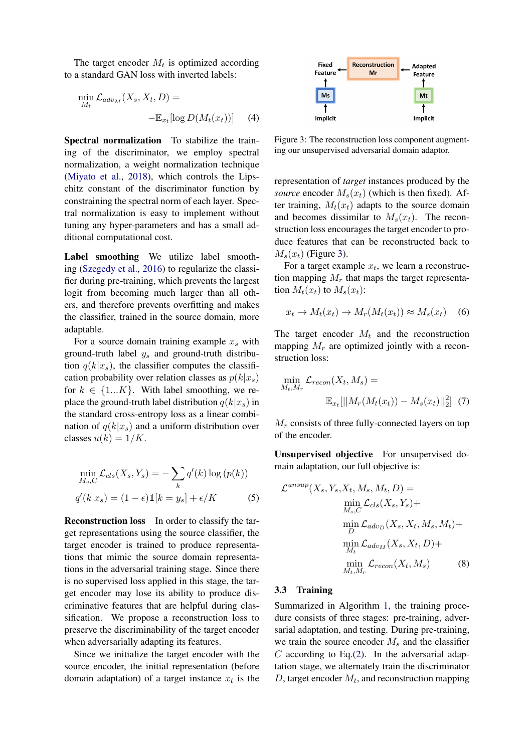The target encoder $M_t$ is optimized according to a standard GAN loss with inverted labels:

$$\min_{M_t} \mathcal{L}_{adv_M}(X_s, X_t, D) = -\mathbb{E}_{x_t}[\log D(M_t(x_t))] \quad (4)$$

**Spectral normalization** To stabilize the training of the discriminator, we employ spectral normalization, a weight normalization technique (Miyato et al., 2018), which controls the Lipschitz constant of the discriminator function by constraining the spectral norm of each layer. Spectral normalization is easy to implement without tuning any hyper-parameters and has a small additional computational cost.

**Label smoothing** We utilize label smoothing (Szegedy et al., 2016) to regularize the classifier during pre-training, which prevents the largest logit from becoming much larger than all others, and therefore prevents overfitting and makes the classifier, trained in the source domain, more adaptable.

For a source domain training example $x_s$ with ground-truth label $y_s$ and ground-truth distribution $q(k|x_s)$, the classifier computes the classification probability over relation classes as $p(k|x_s)$ for $k \in \{1...K\}$. With label smoothing, we replace the ground-truth label distribution $q(k|x_s)$ in the standard cross-entropy loss as a linear combination of $q(k|x_s)$ and a uniform distribution over classes $u(k) = 1/K$.

$$\min_{M_s, C} \mathcal{L}_{cls}(X_s, Y_s) = -\sum_k q'(k) \log(p(k))$$
$$q'(k|x_s) = (1-\epsilon)\mathbb{1}[k = y_s] + \epsilon/K \quad (5)$$

**Reconstruction loss** In order to classify the target representations using the source classifier, the target encoder is trained to produce representations that mimic the source domain representations in the adversarial training stage. Since there is no supervised loss applied in this stage, the target encoder may lose its ability to produce discriminative features that are helpful during classification. We propose a reconstruction loss to preserve the discriminability of the target encoder when adversarially adapting its features.

Since we initialize the target encoder with the source encoder, the initial representation (before domain adaptation) of a target instance $x_t$ is the representation of *target* instances produced by the *source* encoder $M_s(x_t)$ (which is then fixed). After training, $M_t(x_t)$ adapts to the source domain and becomes dissimilar to $M_s(x_t)$. The reconstruction loss encourages the target encoder to produce features that can be reconstructed back to $M_s(x_t)$ (Figure 3).

Figure 3: The reconstruction loss component augmenting our unsupervised adversarial domain adaptor.

For a target example $x_t$, we learn a reconstruction mapping $M_r$ that maps the target representation $M_t(x_t)$ to $M_s(x_t)$:

$$x_t \rightarrow M_t(x_t) \rightarrow M_r(M_t(x_t)) \approx M_s(x_t) \quad (6)$$

The target encoder $M_t$ and the reconstruction mapping $M_r$ are optimized jointly with a reconstruction loss:

$$\min_{M_t, M_r} \mathcal{L}_{recon}(X_t, M_s) = \mathbb{E}_{x_t}[||M_r(M_t(x_t)) - M_s(x_t)||_2^2] \quad (7)$$

$M_r$ consists of three fully-connected layers on top of the encoder.

**Unsupervised objective** For unsupervised domain adaptation, our full objective is:

$$\begin{aligned}\mathcal{L}^{unsup}(X_s, Y_s, X_t, M_s, M_t, D) = \\ \min_{M_s, C} \mathcal{L}_{cls}(X_s, Y_s) + \\ \min_{D} \mathcal{L}_{adv_D}(X_s, X_t, M_s, M_t) + \\ \min_{M_t} \mathcal{L}_{adv_M}(X_s, X_t, D) + \\ \min_{M_t, M_r} \mathcal{L}_{recon}(X_t, M_s)\end{aligned} \quad (8)$$

### 3.3 Training

Summarized in Algorithm 1, the training procedure consists of three stages: pre-training, adversarial adaptation, and testing. During pre-training, we train the source encoder $M_s$ and the classifier $C$ according to Eq.(2). In the adversarial adaptation stage, we alternately train the discriminator $D$, target encoder $M_t$, and reconstruction mapping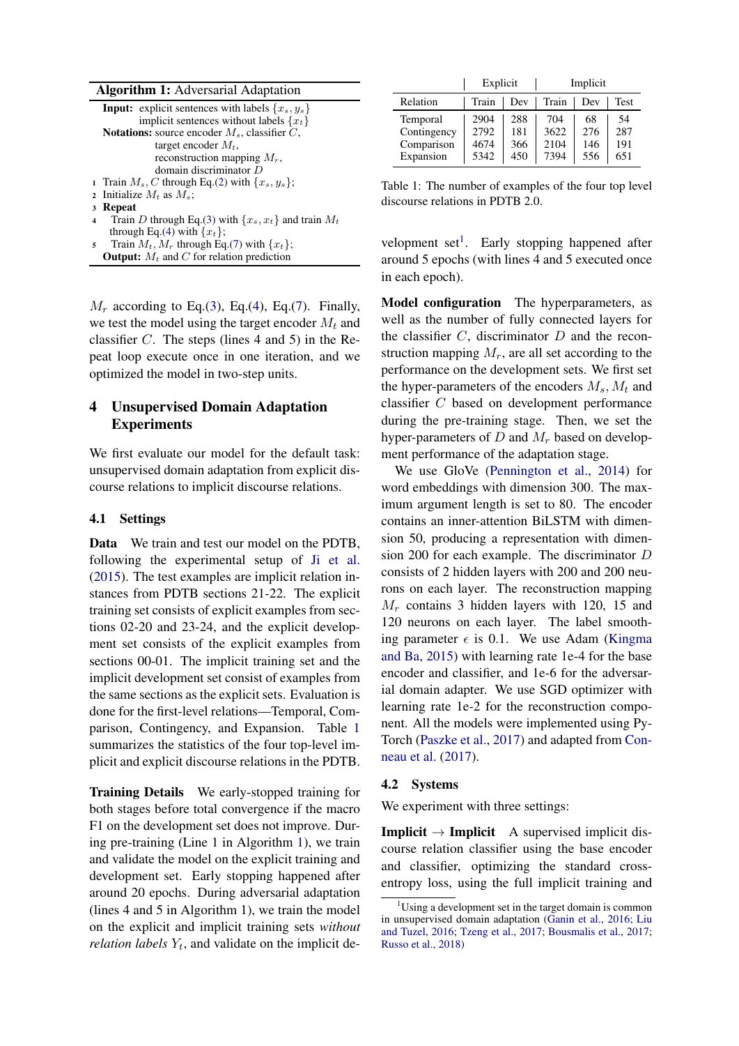**Algorithm 1:** Adversarial Adaptation

**Input:** explicit sentences with labels $\{x_s, y_s\}$
implicit sentences without labels $\{x_t\}$
**Notations:** source encoder $M_s$, classifier $C$,
target encoder $M_t$,
reconstruction mapping $M_r$,
domain discriminator $D$

1. Train $M_s, C$ through Eq.(2) with $\{x_s, y_s\}$;
2. Initialize $M_t$ as $M_s$;
3. **Repeat**
4. Train $D$ through Eq.(3) with $\{x_s, x_t\}$ and train $M_t$ through Eq.(4) with $\{x_t\}$;
5. Train $M_t, M_r$ through Eq.(7) with $\{x_t\}$;

**Output:** $M_t$ and $C$ for relation prediction

$M_r$ according to Eq.(3), Eq.(4), Eq.(7). Finally, we test the model using the target encoder $M_t$ and classifier $C$. The steps (lines 4 and 5) in the Repeat loop execute once in one iteration, and we optimized the model in two-step units.

## 4 Unsupervised Domain Adaptation Experiments

We first evaluate our model for the default task: unsupervised domain adaptation from explicit discourse relations to implicit discourse relations.

### 4.1 Settings

**Data** We train and test our model on the PDTB, following the experimental setup of Ji et al. (2015). The test examples are implicit relation instances from PDTB sections 21-22. The explicit training set consists of explicit examples from sections 02-20 and 23-24, and the explicit development set consists of the explicit examples from sections 00-01. The implicit training set and the implicit development set consist of examples from the same sections as the explicit sets. Evaluation is done for the first-level relations—Temporal, Comparison, Contingency, and Expansion. Table 1 summarizes the statistics of the four top-level implicit and explicit discourse relations in the PDTB.

**Training Details** We early-stopped training for both stages before total convergence if the macro F1 on the development set does not improve. During pre-training (Line 1 in Algorithm 1), we train and validate the model on the explicit training and development set. Early stopping happened after around 20 epochs. During adversarial adaptation (lines 4 and 5 in Algorithm 1), we train the model on the explicit and implicit training sets *without relation labels* $Y_t$, and validate on the implicit development set[1]. Early stopping happened after around 5 epochs (with lines 4 and 5 executed once in each epoch).

| | Explicit | | Implicit | | |
|---|---|---|---|---|---|
| Relation | Train | Dev | Train | Dev | Test |
| Temporal | 2904 | 288 | 704 | 68 | 54 |
| Contingency | 2792 | 181 | 3622 | 276 | 287 |
| Comparison | 4674 | 366 | 2104 | 146 | 191 |
| Expansion | 5342 | 450 | 7394 | 556 | 651 |

Table 1: The number of examples of the four top level discourse relations in PDTB 2.0.

**Model configuration** The hyperparameters, as well as the number of fully connected layers for the classifier $C$, discriminator $D$ and the reconstruction mapping $M_r$, are all set according to the performance on the development sets. We first set the hyper-parameters of the encoders $M_s$, $M_t$ and classifier $C$ based on development performance during the pre-training stage. Then, we set the hyper-parameters of $D$ and $M_r$ based on development performance of the adaptation stage.

We use GloVe (Pennington et al., 2014) for word embeddings with dimension 300. The maximum argument length is set to 80. The encoder contains an inner-attention BiLSTM with dimension 50, producing a representation with dimension 200 for each example. The discriminator $D$ consists of 2 hidden layers with 200 and 200 neurons on each layer. The reconstruction mapping $M_r$ contains 3 hidden layers with 120, 15 and 120 neurons on each layer. The label smoothing parameter $\epsilon$ is 0.1. We use Adam (Kingma and Ba, 2015) with learning rate 1e-4 for the base encoder and classifier, and 1e-6 for the adversarial domain adapter. We use SGD optimizer with learning rate 1e-2 for the reconstruction component. All the models were implemented using PyTorch (Paszke et al., 2017) and adapted from Conneau et al. (2017).

### 4.2 Systems

We experiment with three settings:

**Implicit → Implicit** A supervised implicit discourse relation classifier using the base encoder and classifier, optimizing the standard cross-entropy loss, using the full implicit training and

[1]Using a development set in the target domain is common in unsupervised domain adaptation (Ganin et al., 2016; Liu and Tuzel, 2016; Tzeng et al., 2017; Bousmalis et al., 2017; Russo et al., 2018)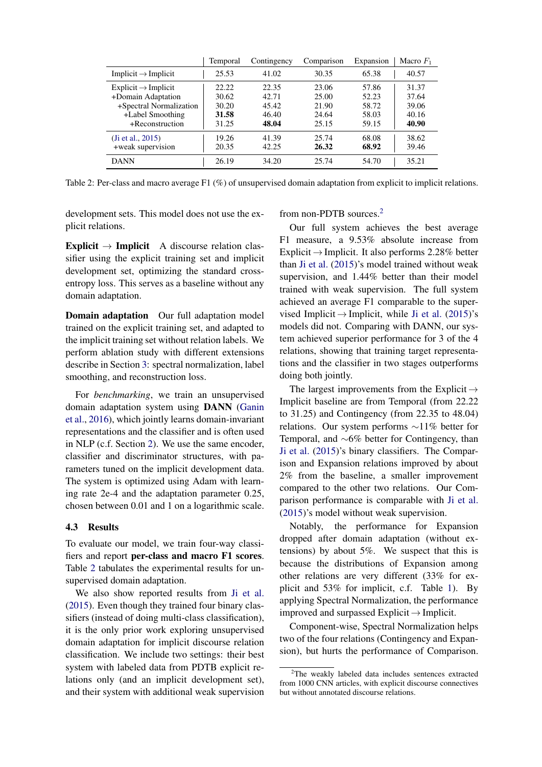| | Temporal | Contingency | Comparison | Expansion | Macro $F_1$ |
|---|---|---|---|---|---|
| Implicit → Implicit | 25.53 | 41.02 | 30.35 | 65.38 | 40.57 |
| Explicit → Implicit | 22.22 | 22.35 | 23.06 | 57.86 | 31.37 |
| +Domain Adaptation | 30.62 | 42.71 | 25.00 | 52.23 | 37.64 |
| +Spectral Normalization | 30.20 | 45.42 | 21.90 | 58.72 | 39.06 |
| +Label Smoothing | **31.58** | 46.40 | 24.64 | 58.03 | 40.16 |
| +Reconstruction | 31.25 | **48.04** | 25.15 | 59.15 | **40.90** |
| (Ji et al., 2015) | 19.26 | 41.39 | 25.74 | 68.08 | 38.62 |
| +weak supervision | 20.35 | 42.25 | **26.32** | **68.92** | 39.46 |
| DANN | 26.19 | 34.20 | 25.74 | 54.70 | 35.21 |

Table 2: Per-class and macro average F1 (%) of unsupervised domain adaptation from explicit to implicit relations.

development sets. This model does not use the explicit relations.

**Explicit → Implicit** A discourse relation classifier using the explicit training set and implicit development set, optimizing the standard cross-entropy loss. This serves as a baseline without any domain adaptation.

**Domain adaptation** Our full adaptation model trained on the explicit training set, and adapted to the implicit training set without relation labels. We perform ablation study with different extensions describe in Section 3: spectral normalization, label smoothing, and reconstruction loss.

For *benchmarking*, we train an unsupervised domain adaptation system using **DANN** (Ganin et al., 2016), which jointly learns domain-invariant representations and the classifier and is often used in NLP (c.f. Section 2). We use the same encoder, classifier and discriminator structures, with parameters tuned on the implicit development data. The system is optimized using Adam with learning rate 2e-4 and the adaptation parameter 0.25, chosen between 0.01 and 1 on a logarithmic scale.

### 4.3 Results

To evaluate our model, we train four-way classifiers and report **per-class and macro F1 scores**. Table 2 tabulates the experimental results for unsupervised domain adaptation.

We also show reported results from Ji et al. (2015). Even though they trained four binary classifiers (instead of doing multi-class classification), it is the only prior work exploring unsupervised domain adaptation for implicit discourse relation classification. We include two settings: their best system with labeled data from PDTB explicit relations only (and an implicit development set), and their system with additional weak supervision from non-PDTB sources.[2]

Our full system achieves the best average F1 measure, a 9.53% absolute increase from Explicit → Implicit. It also performs 2.28% better than Ji et al. (2015)'s model trained without weak supervision, and 1.44% better than their full model trained with weak supervision. The full system achieved an average F1 comparable to the supervised Implicit → Implicit, while Ji et al. (2015)'s models did not. Comparing with DANN, our system achieved superior performance for 3 of the 4 relations, showing that training target representations and the classifier in two stages outperforms doing both jointly.

The largest improvements from the Explicit → Implicit baseline are from Temporal (from 22.22 to 31.25) and Contingency (from 22.35 to 48.04) relations. Our system performs ∼11% better for Temporal, and ∼6% better for Contingency, than Ji et al. (2015)'s binary classifiers. The Comparison and Expansion relations improved by about 2% from the baseline, a smaller improvement compared to the other two relations. Our Comparison performance is comparable with Ji et al. (2015)'s model without weak supervision.

Notably, the performance for Expansion dropped after domain adaptation (without extensions) by about 5%. We suspect that this is because the distributions of Expansion among other relations are very different (33% for explicit and 53% for implicit, c.f. Table 1). By applying Spectral Normalization, the performance improved and surpassed Explicit → Implicit.

Component-wise, Spectral Normalization helps two of the four relations (Contingency and Expansion), but hurts the performance of Comparison.

[2] The weakly labeled data includes sentences extracted from 1000 CNN articles, with explicit discourse connectives but without annotated discourse relations.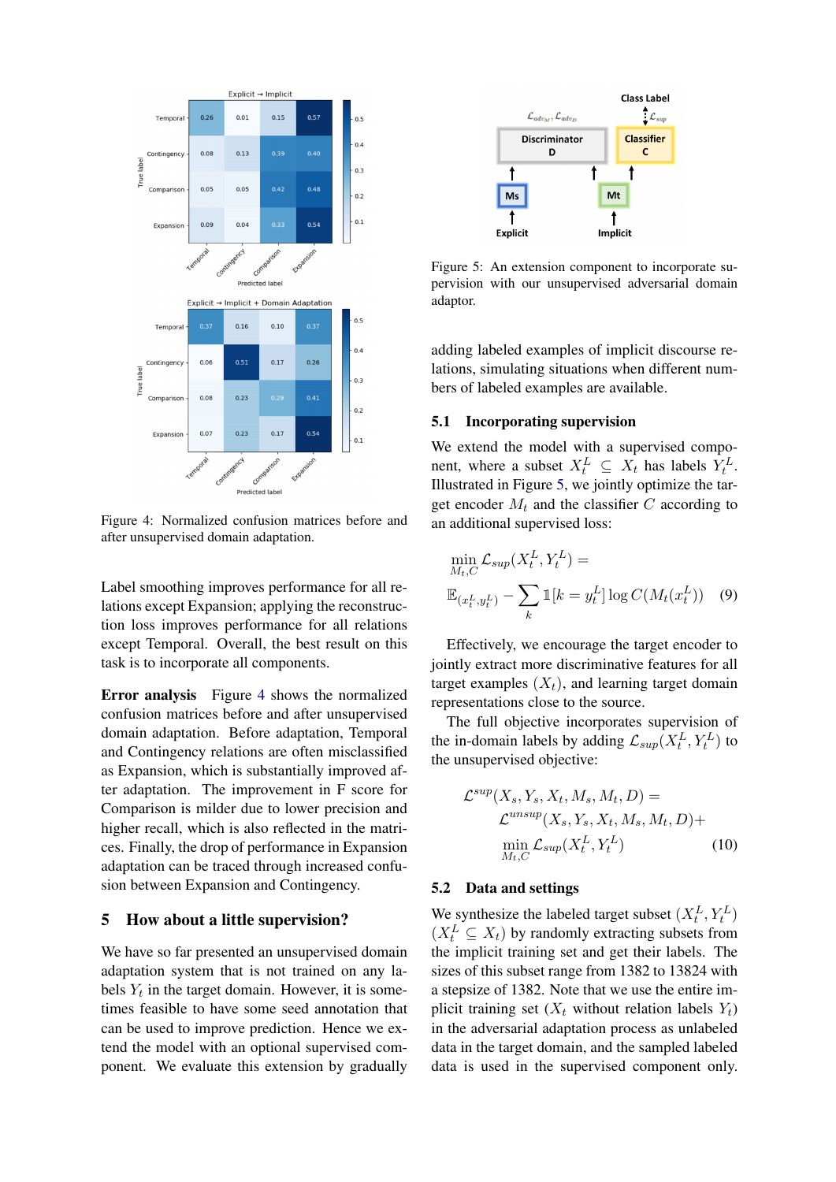Figure 4: Normalized confusion matrices before and after unsupervised domain adaptation.

Label smoothing improves performance for all relations except Expansion; applying the reconstruction loss improves performance for all relations except Temporal. Overall, the best result on this task is to incorporate all components.

**Error analysis** Figure 4 shows the normalized confusion matrices before and after unsupervised domain adaptation. Before adaptation, Temporal and Contingency relations are often misclassified as Expansion, which is substantially improved after adaptation. The improvement in F score for Comparison is milder due to lower precision and higher recall, which is also reflected in the matrices. Finally, the drop of performance in Expansion adaptation can be traced through increased confusion between Expansion and Contingency.

## 5 How about a little supervision?

We have so far presented an unsupervised domain adaptation system that is not trained on any labels $Y_t$ in the target domain. However, it is sometimes feasible to have some seed annotation that can be used to improve prediction. Hence we extend the model with an optional supervised component. We evaluate this extension by gradually adding labeled examples of implicit discourse relations, simulating situations when different numbers of labeled examples are available.

Figure 5: An extension component to incorporate supervision with our unsupervised adversarial domain adaptor.

### 5.1 Incorporating supervision

We extend the model with a supervised component, where a subset $X_t^L \subseteq X_t$ has labels $Y_t^L$. Illustrated in Figure 5, we jointly optimize the target encoder $M_t$ and the classifier $C$ according to an additional supervised loss:

$$\min_{M_t, C} \mathcal{L}_{sup}(X_t^L, Y_t^L) = \mathbb{E}_{(x_t^L, y_t^L)} - \sum_k \mathbb{1}[k = y_t^L] \log C(M_t(x_t^L)) \quad (9)$$

Effectively, we encourage the target encoder to jointly extract more discriminative features for all target examples $(X_t)$, and learning target domain representations close to the source.

The full objective incorporates supervision of the in-domain labels by adding $\mathcal{L}_{sup}(X_t^L, Y_t^L)$ to the unsupervised objective:

$$\mathcal{L}^{sup}(X_s, Y_s, X_t, M_s, M_t, D) = \mathcal{L}^{unsup}(X_s, Y_s, X_t, M_s, M_t, D) + \min_{M_t, C} \mathcal{L}_{sup}(X_t^L, Y_t^L) \quad (10)$$

### 5.2 Data and settings

We synthesize the labeled target subset $(X_t^L, Y_t^L)$ $(X_t^L \subseteq X_t)$ by randomly extracting subsets from the implicit training set and get their labels. The sizes of this subset range from 1382 to 13824 with a stepsize of 1382. Note that we use the entire implicit training set ($X_t$ without relation labels $Y_t$) in the adversarial adaptation process as unlabeled data in the target domain, and the sampled labeled data is used in the supervised component only.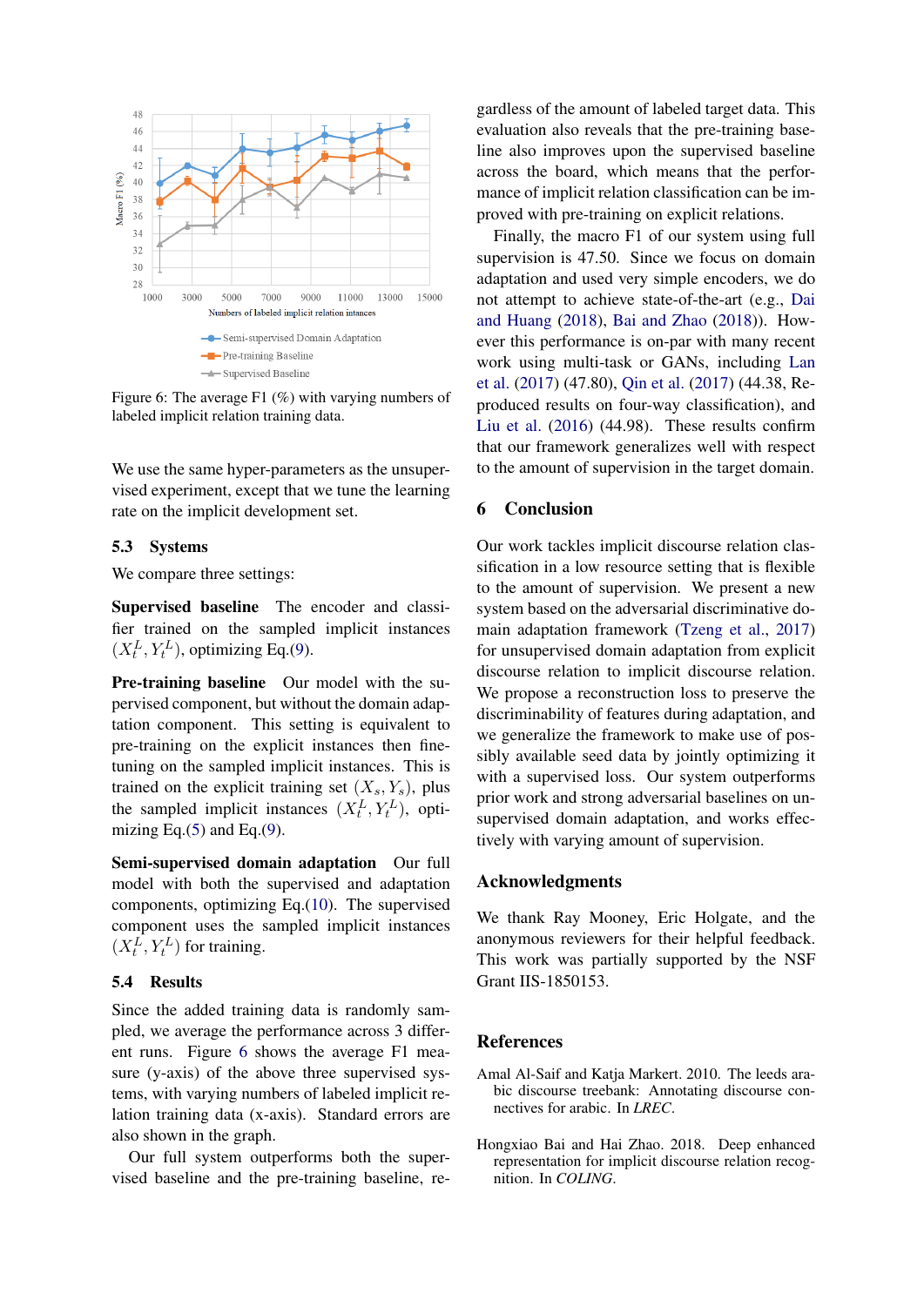Figure 6: The average F1 (%) with varying numbers of labeled implicit relation training data.

We use the same hyper-parameters as the unsupervised experiment, except that we tune the learning rate on the implicit development set.

### 5.3 Systems

We compare three settings:

**Supervised baseline** The encoder and classifier trained on the sampled implicit instances $(X_t^L, Y_t^L)$, optimizing Eq.(9).

**Pre-training baseline** Our model with the supervised component, but without the domain adaptation component. This setting is equivalent to pre-training on the explicit instances then fine-tuning on the sampled implicit instances. This is trained on the explicit training set $(X_s, Y_s)$, plus the sampled implicit instances $(X_t^L, Y_t^L)$, optimizing Eq.(5) and Eq.(9).

**Semi-supervised domain adaptation** Our full model with both the supervised and adaptation components, optimizing Eq.(10). The supervised component uses the sampled implicit instances $(X_t^L, Y_t^L)$ for training.

### 5.4 Results

Since the added training data is randomly sampled, we average the performance across 3 different runs. Figure 6 shows the average F1 measure (y-axis) of the above three supervised systems, with varying numbers of labeled implicit relation training data (x-axis). Standard errors are also shown in the graph.

Our full system outperforms both the supervised baseline and the pre-training baseline, regardless of the amount of labeled target data. This evaluation also reveals that the pre-training baseline also improves upon the supervised baseline across the board, which means that the performance of implicit relation classification can be improved with pre-training on explicit relations.

Finally, the macro F1 of our system using full supervision is 47.50. Since we focus on domain adaptation and used very simple encoders, we do not attempt to achieve state-of-the-art (e.g., Dai and Huang (2018), Bai and Zhao (2018)). However this performance is on-par with many recent work using multi-task or GANs, including Lan et al. (2017) (47.80), Qin et al. (2017) (44.38, Reproduced results on four-way classification), and Liu et al. (2016) (44.98). These results confirm that our framework generalizes well with respect to the amount of supervision in the target domain.

## 6 Conclusion

Our work tackles implicit discourse relation classification in a low resource setting that is flexible to the amount of supervision. We present a new system based on the adversarial discriminative domain adaptation framework (Tzeng et al., 2017) for unsupervised domain adaptation from explicit discourse relation to implicit discourse relation. We propose a reconstruction loss to preserve the discriminability of features during adaptation, and we generalize the framework to make use of possibly available seed data by jointly optimizing it with a supervised loss. Our system outperforms prior work and strong adversarial baselines on unsupervised domain adaptation, and works effectively with varying amount of supervision.

## Acknowledgments

We thank Ray Mooney, Eric Holgate, and the anonymous reviewers for their helpful feedback. This work was partially supported by the NSF Grant IIS-1850153.

## References

Amal Al-Saif and Katja Markert. 2010. The leeds arabic discourse treebank: Annotating discourse connectives for arabic. In *LREC*.

Hongxiao Bai and Hai Zhao. 2018. Deep enhanced representation for implicit discourse relation recognition. In *COLING*.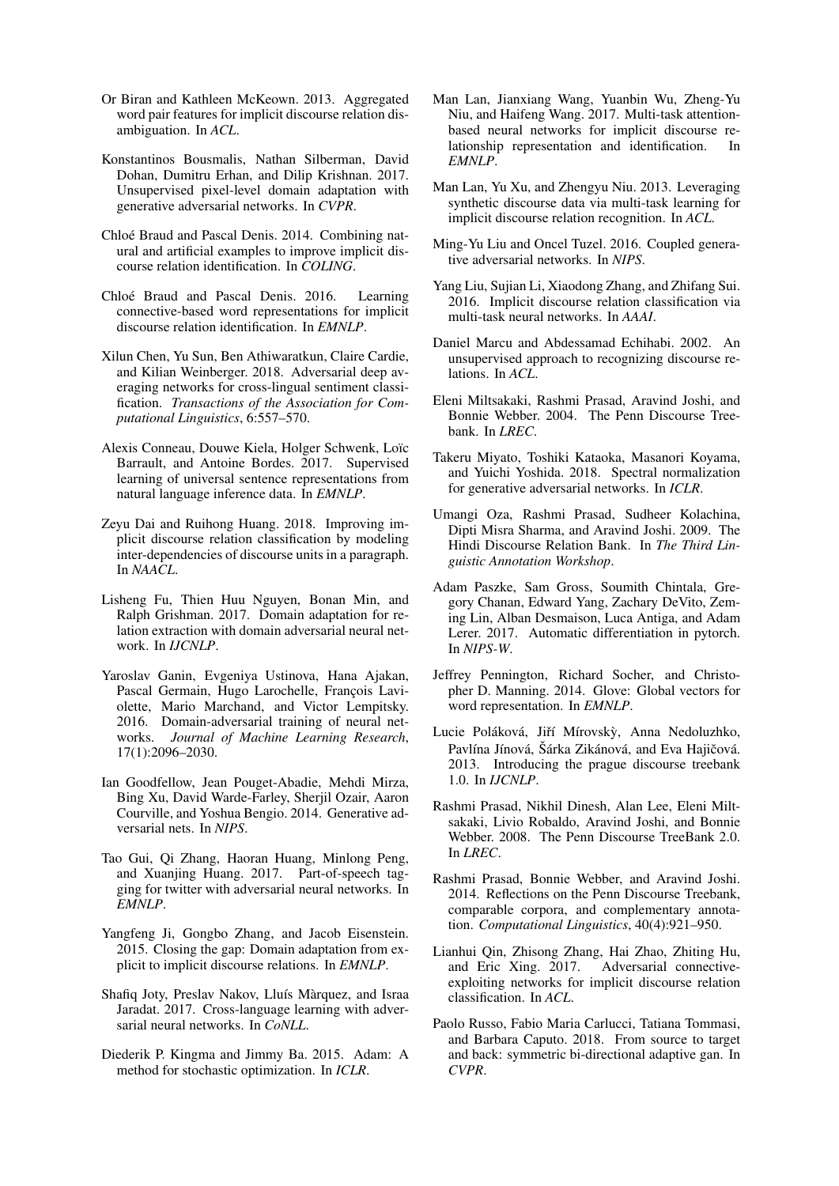Or Biran and Kathleen McKeown. 2013. Aggregated word pair features for implicit discourse relation disambiguation. In *ACL*.

Konstantinos Bousmalis, Nathan Silberman, David Dohan, Dumitru Erhan, and Dilip Krishnan. 2017. Unsupervised pixel-level domain adaptation with generative adversarial networks. In *CVPR*.

Chloé Braud and Pascal Denis. 2014. Combining natural and artificial examples to improve implicit discourse relation identification. In *COLING*.

Chloé Braud and Pascal Denis. 2016. Learning connective-based word representations for implicit discourse relation identification. In *EMNLP*.

Xilun Chen, Yu Sun, Ben Athiwaratkun, Claire Cardie, and Kilian Weinberger. 2018. Adversarial deep averaging networks for cross-lingual sentiment classification. *Transactions of the Association for Computational Linguistics*, 6:557–570.

Alexis Conneau, Douwe Kiela, Holger Schwenk, Loïc Barrault, and Antoine Bordes. 2017. Supervised learning of universal sentence representations from natural language inference data. In *EMNLP*.

Zeyu Dai and Ruihong Huang. 2018. Improving implicit discourse relation classification by modeling inter-dependencies of discourse units in a paragraph. In *NAACL*.

Lisheng Fu, Thien Huu Nguyen, Bonan Min, and Ralph Grishman. 2017. Domain adaptation for relation extraction with domain adversarial neural network. In *IJCNLP*.

Yaroslav Ganin, Evgeniya Ustinova, Hana Ajakan, Pascal Germain, Hugo Larochelle, François Laviolette, Mario Marchand, and Victor Lempitsky. 2016. Domain-adversarial training of neural networks. *Journal of Machine Learning Research*, 17(1):2096–2030.

Ian Goodfellow, Jean Pouget-Abadie, Mehdi Mirza, Bing Xu, David Warde-Farley, Sherjil Ozair, Aaron Courville, and Yoshua Bengio. 2014. Generative adversarial nets. In *NIPS*.

Tao Gui, Qi Zhang, Haoran Huang, Minlong Peng, and Xuanjing Huang. 2017. Part-of-speech tagging for twitter with adversarial neural networks. In *EMNLP*.

Yangfeng Ji, Gongbo Zhang, and Jacob Eisenstein. 2015. Closing the gap: Domain adaptation from explicit to implicit discourse relations. In *EMNLP*.

Shafiq Joty, Preslav Nakov, Lluís Màrquez, and Israa Jaradat. 2017. Cross-language learning with adversarial neural networks. In *CoNLL*.

Diederik P. Kingma and Jimmy Ba. 2015. Adam: A method for stochastic optimization. In *ICLR*.

Man Lan, Jianxiang Wang, Yuanbin Wu, Zheng-Yu Niu, and Haifeng Wang. 2017. Multi-task attention-based neural networks for implicit discourse relationship representation and identification. In *EMNLP*.

Man Lan, Yu Xu, and Zhengyu Niu. 2013. Leveraging synthetic discourse data via multi-task learning for implicit discourse relation recognition. In *ACL*.

Ming-Yu Liu and Oncel Tuzel. 2016. Coupled generative adversarial networks. In *NIPS*.

Yang Liu, Sujian Li, Xiaodong Zhang, and Zhifang Sui. 2016. Implicit discourse relation classification via multi-task neural networks. In *AAAI*.

Daniel Marcu and Abdessamad Echihabi. 2002. An unsupervised approach to recognizing discourse relations. In *ACL*.

Eleni Miltsakaki, Rashmi Prasad, Aravind Joshi, and Bonnie Webber. 2004. The Penn Discourse Treebank. In *LREC*.

Takeru Miyato, Toshiki Kataoka, Masanori Koyama, and Yuichi Yoshida. 2018. Spectral normalization for generative adversarial networks. In *ICLR*.

Umangi Oza, Rashmi Prasad, Sudheer Kolachina, Dipti Misra Sharma, and Aravind Joshi. 2009. The Hindi Discourse Relation Bank. In *The Third Linguistic Annotation Workshop*.

Adam Paszke, Sam Gross, Soumith Chintala, Gregory Chanan, Edward Yang, Zachary DeVito, Zeming Lin, Alban Desmaison, Luca Antiga, and Adam Lerer. 2017. Automatic differentiation in pytorch. In *NIPS-W*.

Jeffrey Pennington, Richard Socher, and Christopher D. Manning. 2014. Glove: Global vectors for word representation. In *EMNLP*.

Lucie Poláková, Jiří Mírovskỳ, Anna Nedoluzhko, Pavlína Jínová, Šárka Zikánová, and Eva Hajičová. 2013. Introducing the prague discourse treebank 1.0. In *IJCNLP*.

Rashmi Prasad, Nikhil Dinesh, Alan Lee, Eleni Miltsakaki, Livio Robaldo, Aravind Joshi, and Bonnie Webber. 2008. The Penn Discourse TreeBank 2.0. In *LREC*.

Rashmi Prasad, Bonnie Webber, and Aravind Joshi. 2014. Reflections on the Penn Discourse Treebank, comparable corpora, and complementary annotation. *Computational Linguistics*, 40(4):921–950.

Lianhui Qin, Zhisong Zhang, Hai Zhao, Zhiting Hu, and Eric Xing. 2017. Adversarial connective-exploiting networks for implicit discourse relation classification. In *ACL*.

Paolo Russo, Fabio Maria Carlucci, Tatiana Tommasi, and Barbara Caputo. 2018. From source to target and back: symmetric bi-directional adaptive gan. In *CVPR*.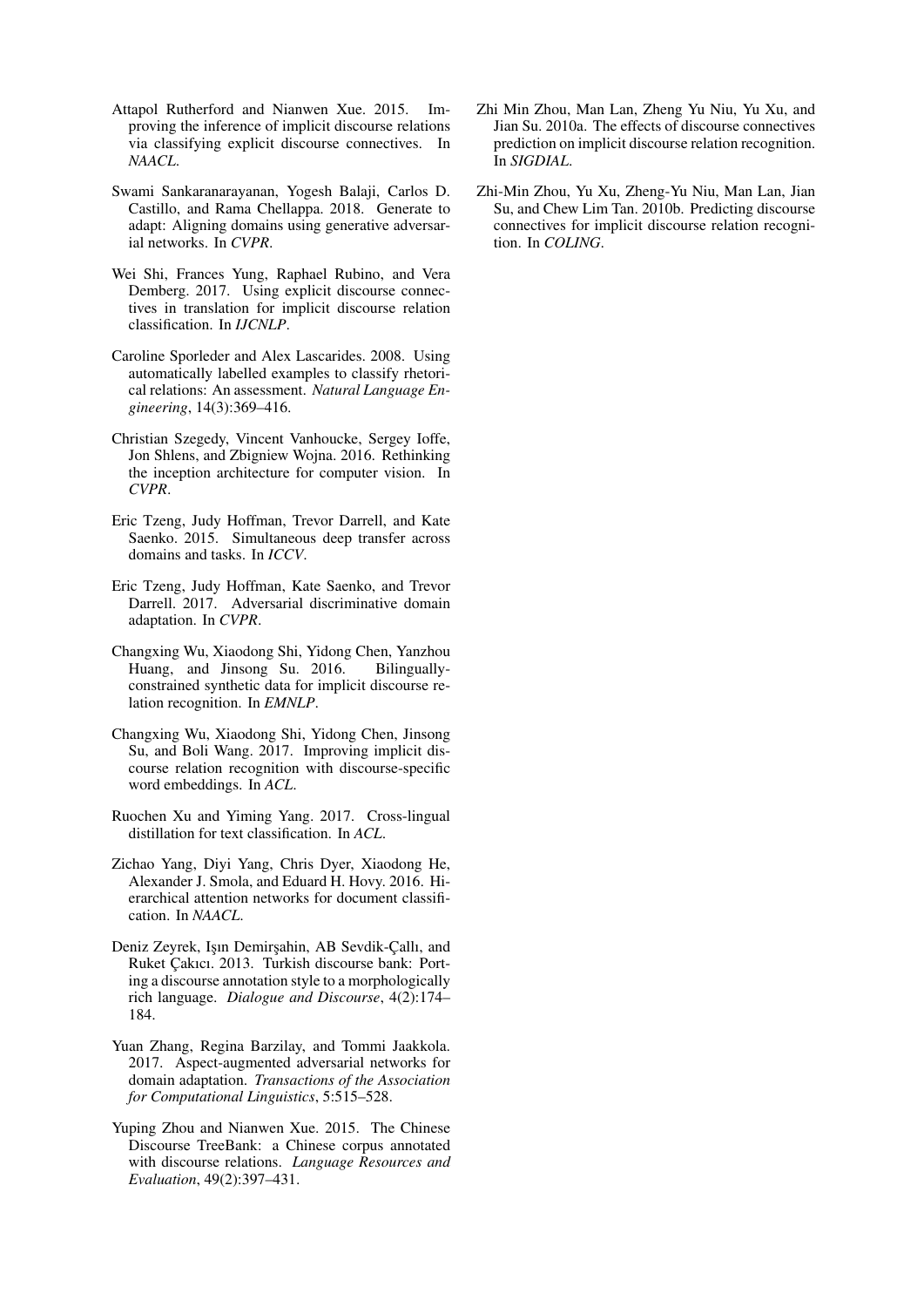Attapol Rutherford and Nianwen Xue. 2015. Improving the inference of implicit discourse relations via classifying explicit discourse connectives. In *NAACL*.

Swami Sankaranarayanan, Yogesh Balaji, Carlos D. Castillo, and Rama Chellappa. 2018. Generate to adapt: Aligning domains using generative adversarial networks. In *CVPR*.

Wei Shi, Frances Yung, Raphael Rubino, and Vera Demberg. 2017. Using explicit discourse connectives in translation for implicit discourse relation classification. In *IJCNLP*.

Caroline Sporleder and Alex Lascarides. 2008. Using automatically labelled examples to classify rhetorical relations: An assessment. *Natural Language Engineering*, 14(3):369–416.

Christian Szegedy, Vincent Vanhoucke, Sergey Ioffe, Jon Shlens, and Zbigniew Wojna. 2016. Rethinking the inception architecture for computer vision. In *CVPR*.

Eric Tzeng, Judy Hoffman, Trevor Darrell, and Kate Saenko. 2015. Simultaneous deep transfer across domains and tasks. In *ICCV*.

Eric Tzeng, Judy Hoffman, Kate Saenko, and Trevor Darrell. 2017. Adversarial discriminative domain adaptation. In *CVPR*.

Changxing Wu, Xiaodong Shi, Yidong Chen, Yanzhou Huang, and Jinsong Su. 2016. Bilingually-constrained synthetic data for implicit discourse relation recognition. In *EMNLP*.

Changxing Wu, Xiaodong Shi, Yidong Chen, Jinsong Su, and Boli Wang. 2017. Improving implicit discourse relation recognition with discourse-specific word embeddings. In *ACL*.

Ruochen Xu and Yiming Yang. 2017. Cross-lingual distillation for text classification. In *ACL*.

Zichao Yang, Diyi Yang, Chris Dyer, Xiaodong He, Alexander J. Smola, and Eduard H. Hovy. 2016. Hierarchical attention networks for document classification. In *NAACL*.

Deniz Zeyrek, Işın Demirşahin, AB Sevdik-Çallı, and Ruket Çakıcı. 2013. Turkish discourse bank: Porting a discourse annotation style to a morphologically rich language. *Dialogue and Discourse*, 4(2):174–184.

Yuan Zhang, Regina Barzilay, and Tommi Jaakkola. 2017. Aspect-augmented adversarial networks for domain adaptation. *Transactions of the Association for Computational Linguistics*, 5:515–528.

Yuping Zhou and Nianwen Xue. 2015. The Chinese Discourse TreeBank: a Chinese corpus annotated with discourse relations. *Language Resources and Evaluation*, 49(2):397–431.

Zhi Min Zhou, Man Lan, Zheng Yu Niu, Yu Xu, and Jian Su. 2010a. The effects of discourse connectives prediction on implicit discourse relation recognition. In *SIGDIAL*.

Zhi-Min Zhou, Yu Xu, Zheng-Yu Niu, Man Lan, Jian Su, and Chew Lim Tan. 2010b. Predicting discourse connectives for implicit discourse relation recognition. In *COLING*.